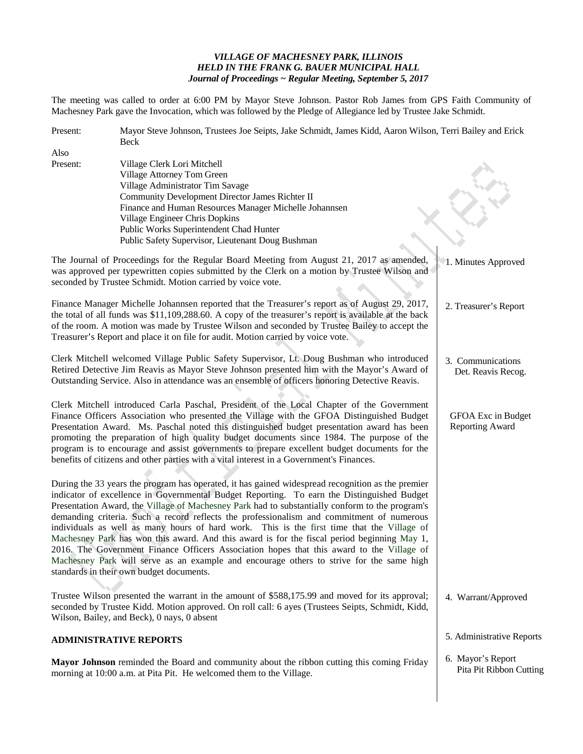***VILLAGE OF MACHESNEY PARK, ILLINOIS***
***HELD IN THE FRANK G. BAUER MUNICIPAL HALL***
***Journal of Proceedings ~ Regular Meeting, September 5, 2017***

The meeting was called to order at 6:00 PM by Mayor Steve Johnson. Pastor Rob James from GPS Faith Community of Machesney Park gave the Invocation, which was followed by the Pledge of Allegiance led by Trustee Jake Schmidt.

Present: Mayor Steve Johnson, Trustees Joe Seipts, Jake Schmidt, James Kidd, Aaron Wilson, Terri Bailey and Erick Beck

Also Present:
Village Clerk Lori Mitchell
Village Attorney Tom Green
Village Administrator Tim Savage
Community Development Director James Richter II
Finance and Human Resources Manager Michelle Johannsen
Village Engineer Chris Dopkins
Public Works Superintendent Chad Hunter
Public Safety Supervisor, Lieutenant Doug Bushman

**1. Minutes Approved**

The Journal of Proceedings for the Regular Board Meeting from August 21, 2017 as amended, was approved per typewritten copies submitted by the Clerk on a motion by Trustee Wilson and seconded by Trustee Schmidt. Motion carried by voice vote.

**2. Treasurer's Report**

Finance Manager Michelle Johannsen reported that the Treasurer's report as of August 29, 2017, the total of all funds was $11,109,288.60. A copy of the treasurer's report is available at the back of the room. A motion was made by Trustee Wilson and seconded by Trustee Bailey to accept the Treasurer's Report and place it on file for audit. Motion carried by voice vote.

**3. Communications – Det. Reavis Recog.**

Clerk Mitchell welcomed Village Public Safety Supervisor, Lt. Doug Bushman who introduced Retired Detective Jim Reavis as Mayor Steve Johnson presented him with the Mayor's Award of Outstanding Service. Also in attendance was an ensemble of officers honoring Detective Reavis.

**GFOA Exc in Budget Reporting Award**

Clerk Mitchell introduced Carla Paschal, President of the Local Chapter of the Government Finance Officers Association who presented the Village with the GFOA Distinguished Budget Presentation Award. Ms. Paschal noted this distinguished budget presentation award has been promoting the preparation of high quality budget documents since 1984. The purpose of the program is to encourage and assist governments to prepare excellent budget documents for the benefits of citizens and other parties with a vital interest in a Government's Finances.

During the 33 years the program has operated, it has gained widespread recognition as the premier indicator of excellence in Governmental Budget Reporting. To earn the Distinguished Budget Presentation Award, the Village of Machesney Park had to substantially conform to the program's demanding criteria. Such a record reflects the professionalism and commitment of numerous individuals as well as many hours of hard work. This is the first time that the Village of Machesney Park has won this award. And this award is for the fiscal period beginning May 1, 2016. The Government Finance Officers Association hopes that this award to the Village of Machesney Park will serve as an example and encourage others to strive for the same high standards in their own budget documents.

**4. Warrant/Approved**

Trustee Wilson presented the warrant in the amount of $588,175.99 and moved for its approval; seconded by Trustee Kidd. Motion approved. On roll call: 6 ayes (Trustees Seipts, Schmidt, Kidd, Wilson, Bailey, and Beck), 0 nays, 0 absent

## ADMINISTRATIVE REPORTS

**5. Administrative Reports**

**6. Mayor's Report – Pita Pit Ribbon Cutting**

**Mayor Johnson** reminded the Board and community about the ribbon cutting this coming Friday morning at 10:00 a.m. at Pita Pit. He welcomed them to the Village.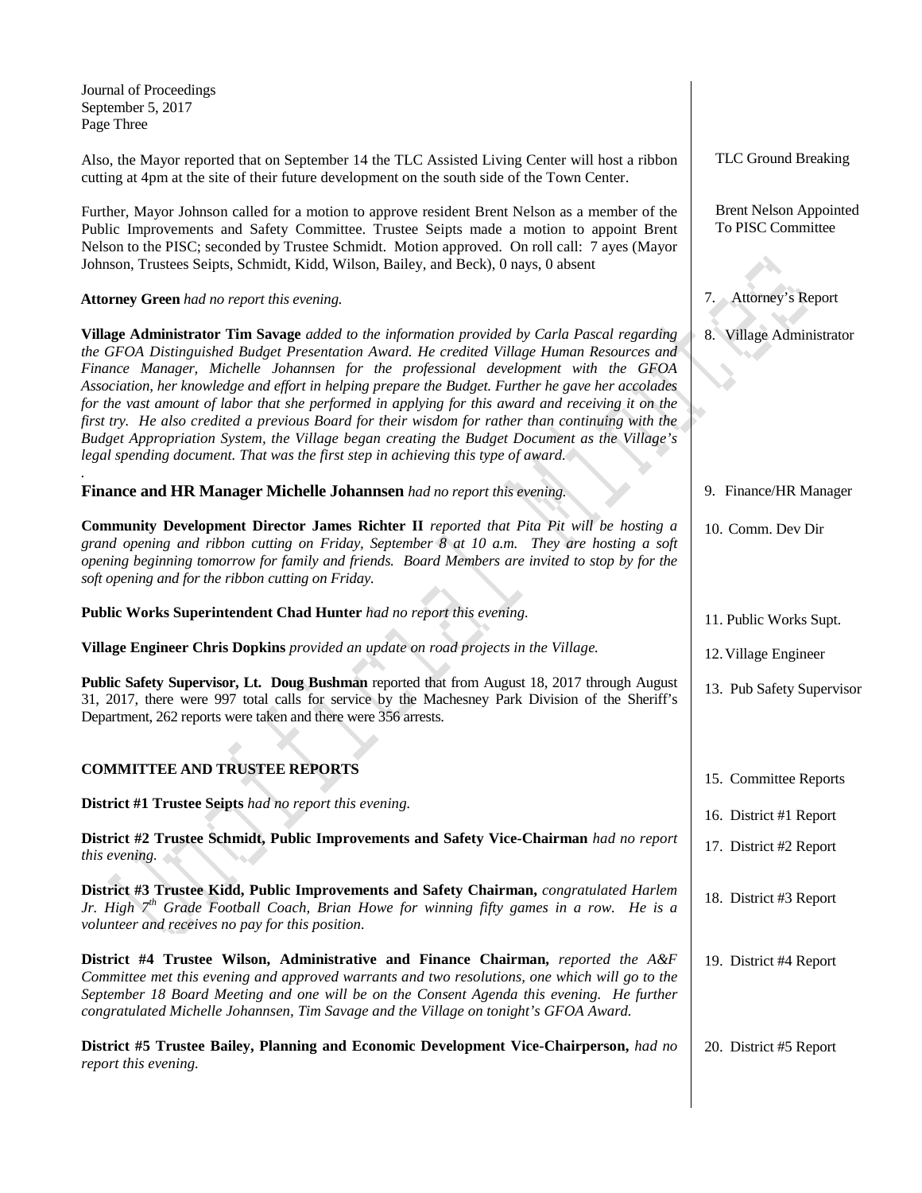Also, the Mayor reported that on September 14 the TLC Assisted Living Center will host a ribbon cutting at 4pm at the site of their future development on the south side of the Town Center.

TLC Ground Breaking

Further, Mayor Johnson called for a motion to approve resident Brent Nelson as a member of the Public Improvements and Safety Committee. Trustee Seipts made a motion to appoint Brent Nelson to the PISC; seconded by Trustee Schmidt. Motion approved. On roll call: 7 ayes (Mayor Johnson, Trustees Seipts, Schmidt, Kidd, Wilson, Bailey, and Beck), 0 nays, 0 absent

Brent Nelson Appointed To PISC Committee

7. Attorney's Report

**Attorney Green** *had no report this evening.*

8. Village Administrator

**Village Administrator Tim Savage** *added to the information provided by Carla Pascal regarding the GFOA Distinguished Budget Presentation Award. He credited Village Human Resources and Finance Manager, Michelle Johannsen for the professional development with the GFOA Association, her knowledge and effort in helping prepare the Budget. Further he gave her accolades for the vast amount of labor that she performed in applying for this award and receiving it on the first try. He also credited a previous Board for their wisdom for rather than continuing with the Budget Appropriation System, the Village began creating the Budget Document as the Village's legal spending document. That was the first step in achieving this type of award.*

9. Finance/HR Manager

**Finance and HR Manager Michelle Johannsen** *had no report this evening.*

10. Comm. Dev Dir

**Community Development Director James Richter II** *reported that Pita Pit will be hosting a grand opening and ribbon cutting on Friday, September 8 at 10 a.m. They are hosting a soft opening beginning tomorrow for family and friends. Board Members are invited to stop by for the soft opening and for the ribbon cutting on Friday.*

11. Public Works Supt.

**Public Works Superintendent Chad Hunter** *had no report this evening.*

12. Village Engineer

**Village Engineer Chris Dopkins** *provided an update on road projects in the Village.*

13. Pub Safety Supervisor

**Public Safety Supervisor, Lt. Doug Bushman** reported that from August 18, 2017 through August 31, 2017, there were 997 total calls for service by the Machesney Park Division of the Sheriff's Department, 262 reports were taken and there were 356 arrests.

15. Committee Reports

## COMMITTEE AND TRUSTEE REPORTS

16. District #1 Report

**District #1 Trustee Seipts** *had no report this evening.*

17. District #2 Report

**District #2 Trustee Schmidt, Public Improvements and Safety Vice-Chairman** *had no report this evening.*

18. District #3 Report

**District #3 Trustee Kidd, Public Improvements and Safety Chairman,** *congratulated Harlem Jr. High 7th Grade Football Coach, Brian Howe for winning fifty games in a row. He is a volunteer and receives no pay for this position.*

19. District #4 Report

**District #4 Trustee Wilson, Administrative and Finance Chairman,** *reported the A&F Committee met this evening and approved warrants and two resolutions, one which will go to the September 18 Board Meeting and one will be on the Consent Agenda this evening. He further congratulated Michelle Johannsen, Tim Savage and the Village on tonight's GFOA Award.*

20. District #5 Report

**District #5 Trustee Bailey, Planning and Economic Development Vice-Chairperson,** *had no report this evening.*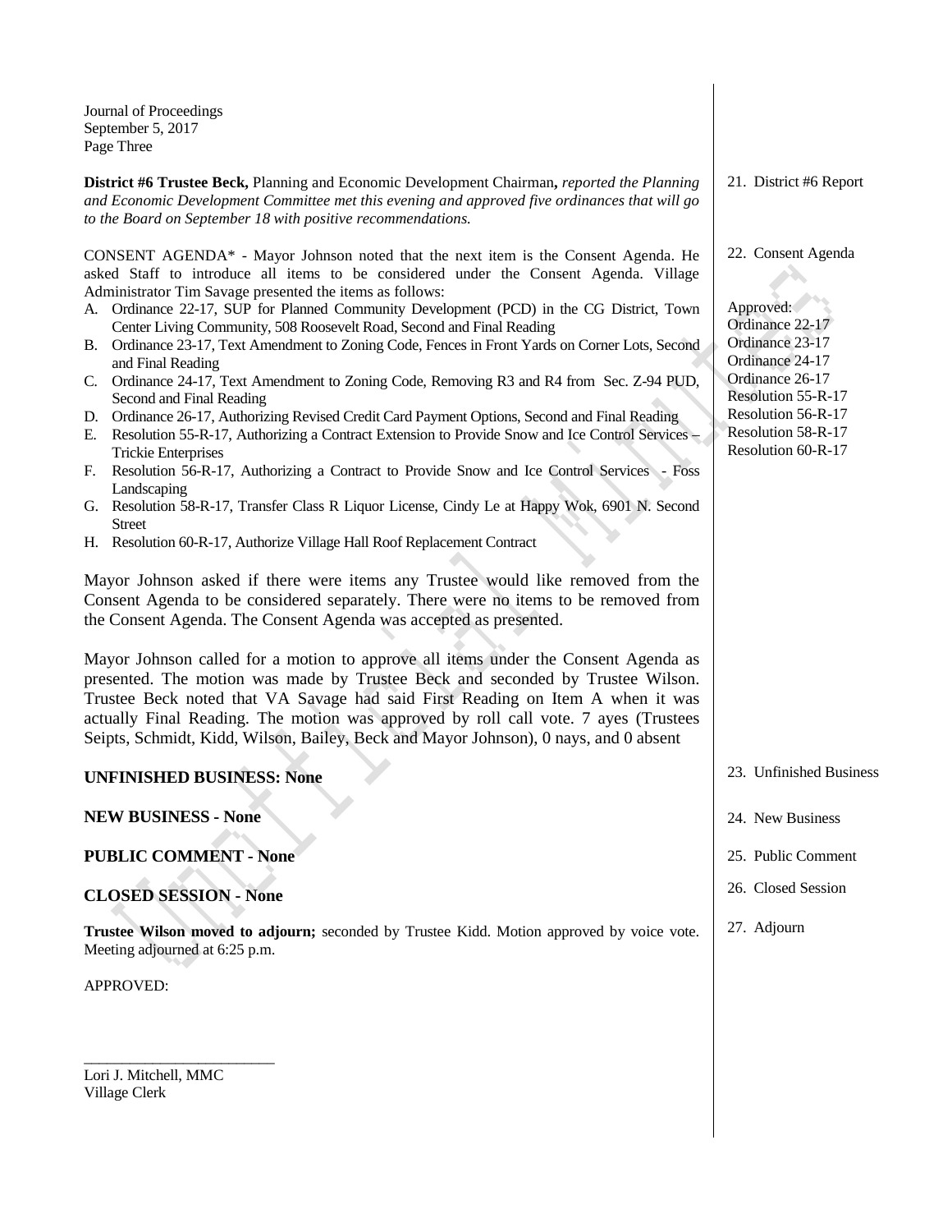Journal of Proceedings
September 5, 2017
Page Three

21. District #6 Report

**District #6 Trustee Beck,** Planning and Economic Development Chairman**,** *reported the Planning and Economic Development Committee met this evening and approved five ordinances that will go to the Board on September 18 with positive recommendations.*

22. Consent Agenda

Approved:
Ordinance 22-17
Ordinance 23-17
Ordinance 24-17
Ordinance 26-17
Resolution 55-R-17
Resolution 56-R-17
Resolution 58-R-17
Resolution 60-R-17

CONSENT AGENDA* - Mayor Johnson noted that the next item is the Consent Agenda. He asked Staff to introduce all items to be considered under the Consent Agenda. Village Administrator Tim Savage presented the items as follows:

A. Ordinance 22-17, SUP for Planned Community Development (PCD) in the CG District, Town Center Living Community, 508 Roosevelt Road, Second and Final Reading
B. Ordinance 23-17, Text Amendment to Zoning Code, Fences in Front Yards on Corner Lots, Second and Final Reading
C. Ordinance 24-17, Text Amendment to Zoning Code, Removing R3 and R4 from Sec. Z-94 PUD, Second and Final Reading
D. Ordinance 26-17, Authorizing Revised Credit Card Payment Options, Second and Final Reading
E. Resolution 55-R-17, Authorizing a Contract Extension to Provide Snow and Ice Control Services – Trickie Enterprises
F. Resolution 56-R-17, Authorizing a Contract to Provide Snow and Ice Control Services - Foss Landscaping
G. Resolution 58-R-17, Transfer Class R Liquor License, Cindy Le at Happy Wok, 6901 N. Second Street
H. Resolution 60-R-17, Authorize Village Hall Roof Replacement Contract

Mayor Johnson asked if there were items any Trustee would like removed from the Consent Agenda to be considered separately. There were no items to be removed from the Consent Agenda. The Consent Agenda was accepted as presented.

Mayor Johnson called for a motion to approve all items under the Consent Agenda as presented. The motion was made by Trustee Beck and seconded by Trustee Wilson. Trustee Beck noted that VA Savage had said First Reading on Item A when it was actually Final Reading. The motion was approved by roll call vote. 7 ayes (Trustees Seipts, Schmidt, Kidd, Wilson, Bailey, Beck and Mayor Johnson), 0 nays, and 0 absent

23. Unfinished Business

**UNFINISHED BUSINESS: None**

24. New Business

**NEW BUSINESS - None**

25. Public Comment

**PUBLIC COMMENT - None**

26. Closed Session

**CLOSED SESSION - None**

27. Adjourn

**Trustee Wilson moved to adjourn;** seconded by Trustee Kidd. Motion approved by voice vote. Meeting adjourned at 6:25 p.m.

APPROVED:

_________________________
Lori J. Mitchell, MMC
Village Clerk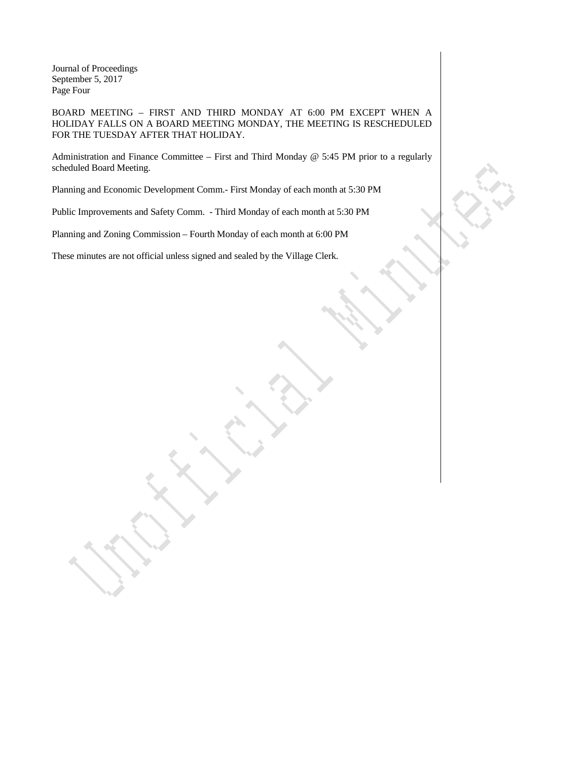BOARD MEETING – FIRST AND THIRD MONDAY AT 6:00 PM EXCEPT WHEN A HOLIDAY FALLS ON A BOARD MEETING MONDAY, THE MEETING IS RESCHEDULED FOR THE TUESDAY AFTER THAT HOLIDAY.

Administration and Finance Committee – First and Third Monday @ 5:45 PM prior to a regularly scheduled Board Meeting.

Planning and Economic Development Comm.- First Monday of each month at 5:30 PM

Public Improvements and Safety Comm. - Third Monday of each month at 5:30 PM

Planning and Zoning Commission – Fourth Monday of each month at 6:00 PM

These minutes are not official unless signed and sealed by the Village Clerk.